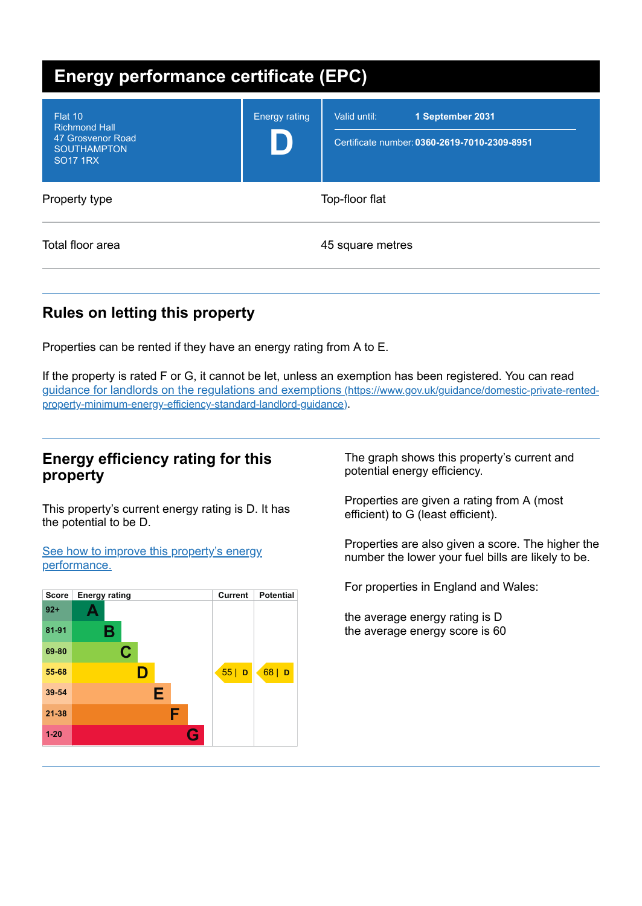# Energy performance certificate (EPC)

| Flat 10<br>Richmond Hall<br>47 Grosvenor Road<br>SOUTHAMPTON<br>SO17 1RX | Energy rating<br>**D** | Valid until: **1 September 2031**<br>Certificate number: **0360-2619-7010-2309-8951** |
|---|---|---|

| | |
|---|---|
| Property type | Top-floor flat |
| Total floor area | 45 square metres |

## Rules on letting this property

Properties can be rented if they have an energy rating from A to E.

If the property is rated F or G, it cannot be let, unless an exemption has been registered. You can read [guidance for landlords on the regulations and exemptions (https://www.gov.uk/guidance/domestic-private-rented-property-minimum-energy-efficiency-standard-landlord-guidance)](https://www.gov.uk/guidance/domestic-private-rented-property-minimum-energy-efficiency-standard-landlord-guidance).

## Energy efficiency rating for this property

This property's current energy rating is D. It has the potential to be D.

[See how to improve this property's energy performance.]()

| Score | Energy rating | Current | Potential |
|---|---|---|---|
| 92+ | A | | |
| 81-91 | B | | |
| 69-80 | C | | |
| 55-68 | D | 55 \| D | 68 \| D |
| 39-54 | E | | |
| 21-38 | F | | |
| 1-20 | G | | |

The graph shows this property's current and potential energy efficiency.

Properties are given a rating from A (most efficient) to G (least efficient).

Properties are also given a score. The higher the number the lower your fuel bills are likely to be.

For properties in England and Wales:

the average energy rating is D
the average energy score is 60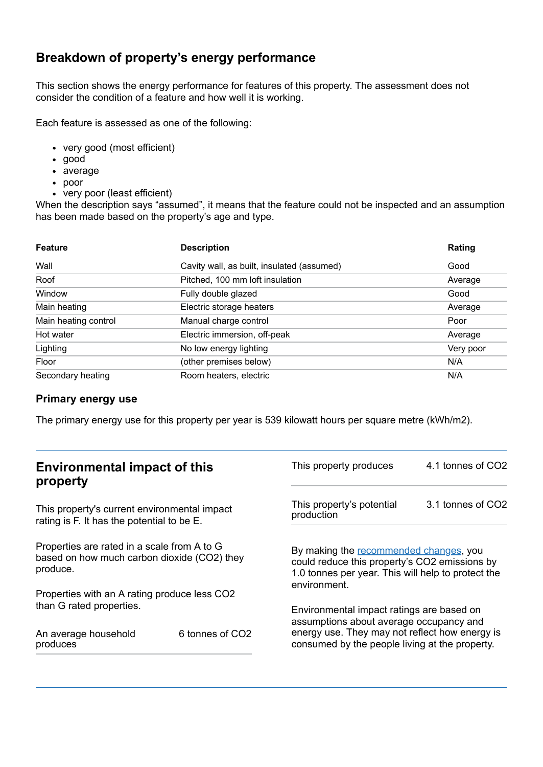## Breakdown of property's energy performance

This section shows the energy performance for features of this property. The assessment does not consider the condition of a feature and how well it is working.

Each feature is assessed as one of the following:

- very good (most efficient)
- good
- average
- poor
- very poor (least efficient)

When the description says "assumed", it means that the feature could not be inspected and an assumption has been made based on the property's age and type.

| Feature | Description | Rating |
|---|---|---|
| Wall | Cavity wall, as built, insulated (assumed) | Good |
| Roof | Pitched, 100 mm loft insulation | Average |
| Window | Fully double glazed | Good |
| Main heating | Electric storage heaters | Average |
| Main heating control | Manual charge control | Poor |
| Hot water | Electric immersion, off-peak | Average |
| Lighting | No low energy lighting | Very poor |
| Floor | (other premises below) | N/A |
| Secondary heating | Room heaters, electric | N/A |

### Primary energy use

The primary energy use for this property per year is 539 kilowatt hours per square metre (kWh/m2).

## Environmental impact of this property

This property's current environmental impact rating is F. It has the potential to be E.

Properties are rated in a scale from A to G based on how much carbon dioxide ($CO_2$) they produce.

Properties with an A rating produce less $CO_2$ than G rated properties.

| | |
|---|---|
| An average household produces | 6 tonnes of $CO_2$ |
| This property produces | 4.1 tonnes of $CO_2$ |
| This property's potential production | 3.1 tonnes of $CO_2$ |

By making the recommended changes, you could reduce this property's $CO_2$ emissions by 1.0 tonnes per year. This will help to protect the environment.

Environmental impact ratings are based on assumptions about average occupancy and energy use. They may not reflect how energy is consumed by the people living at the property.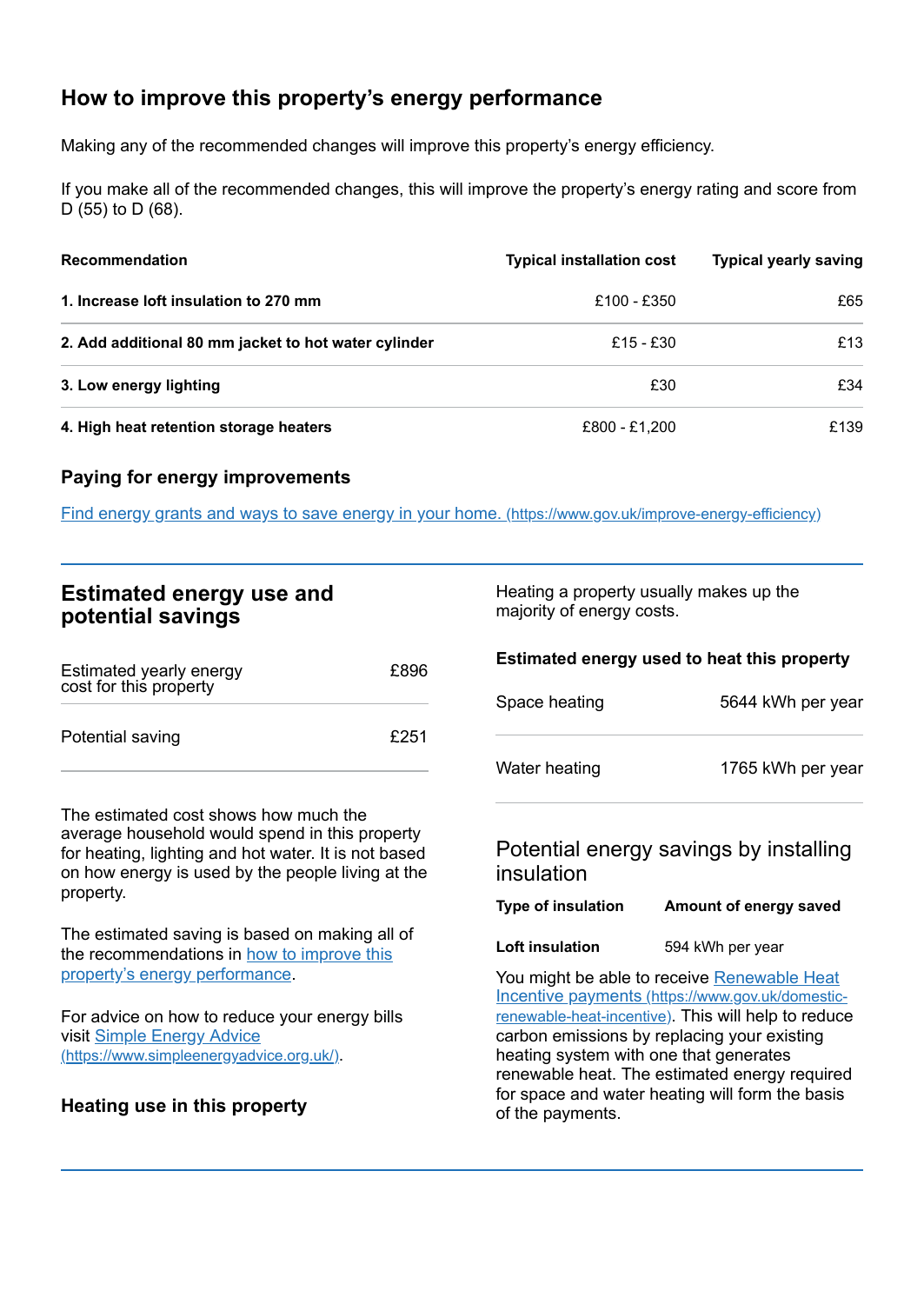## How to improve this property's energy performance

Making any of the recommended changes will improve this property's energy efficiency.

If you make all of the recommended changes, this will improve the property's energy rating and score from D (55) to D (68).

| Recommendation | Typical installation cost | Typical yearly saving |
|---|---|---|
| **1. Increase loft insulation to 270 mm** | £100 - £350 | £65 |
| **2. Add additional 80 mm jacket to hot water cylinder** | £15 - £30 | £13 |
| **3. Low energy lighting** | £30 | £34 |
| **4. High heat retention storage heaters** | £800 - £1,200 | £139 |

### Paying for energy improvements

[Find energy grants and ways to save energy in your home. (https://www.gov.uk/improve-energy-efficiency)](https://www.gov.uk/improve-energy-efficiency)

## Estimated energy use and potential savings

| | |
|---|---|
| Estimated yearly energy cost for this property | £896 |
| Potential saving | £251 |

The estimated cost shows how much the average household would spend in this property for heating, lighting and hot water. It is not based on how energy is used by the people living at the property.

The estimated saving is based on making all of the recommendations in how to improve this property's energy performance.

For advice on how to reduce your energy bills visit [Simple Energy Advice (https://www.simpleenergyadvice.org.uk/)](https://www.simpleenergyadvice.org.uk/).

### Heating use in this property

Heating a property usually makes up the majority of energy costs.

### Estimated energy used to heat this property

| | |
|---|---|
| Space heating | 5644 kWh per year |
| Water heating | 1765 kWh per year |

### Potential energy savings by installing insulation

| Type of insulation | Amount of energy saved |
|---|---|
| **Loft insulation** | 594 kWh per year |

You might be able to receive [Renewable Heat Incentive payments (https://www.gov.uk/domestic-renewable-heat-incentive)](https://www.gov.uk/domestic-renewable-heat-incentive). This will help to reduce carbon emissions by replacing your existing heating system with one that generates renewable heat. The estimated energy required for space and water heating will form the basis of the payments.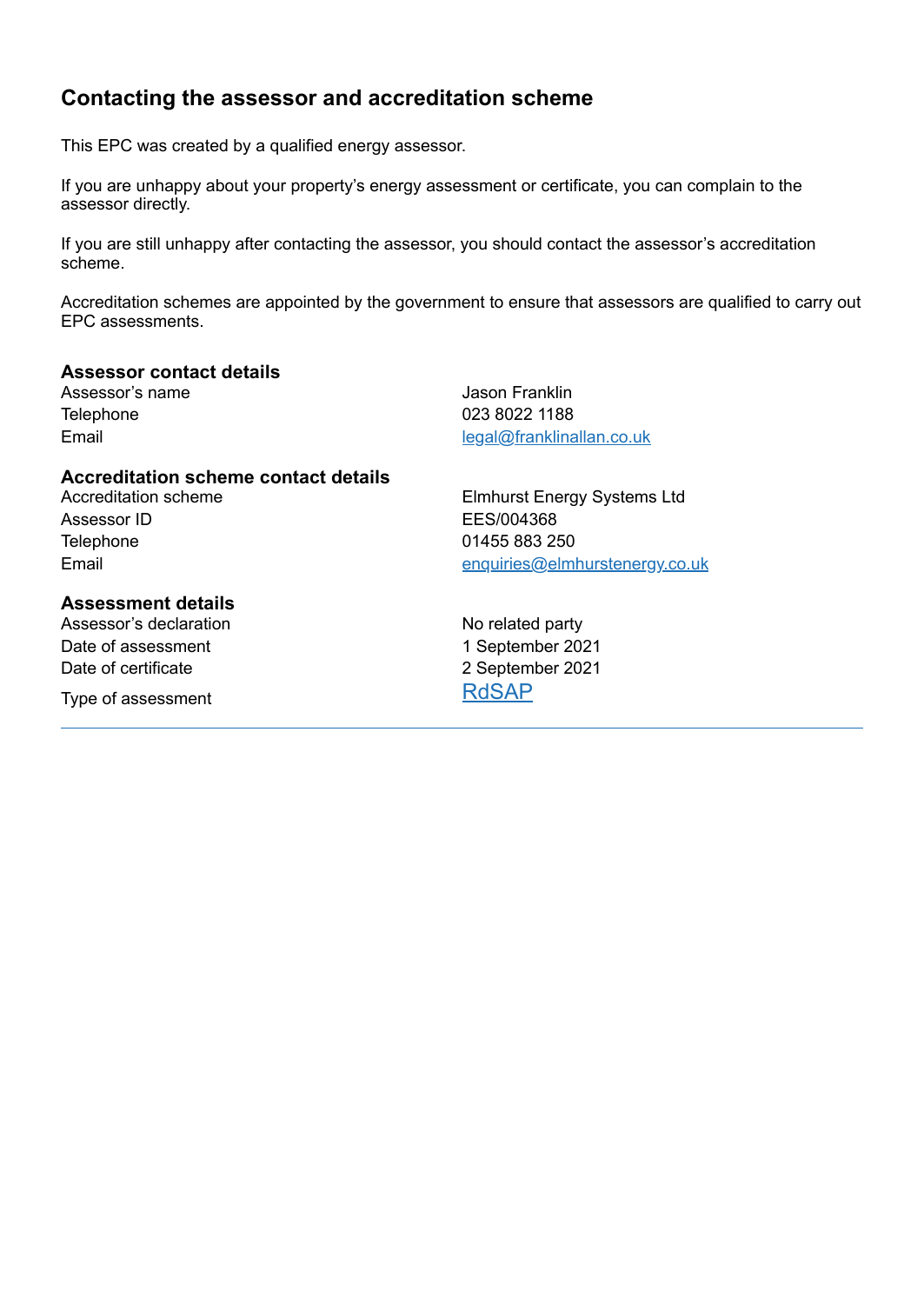## Contacting the assessor and accreditation scheme

This EPC was created by a qualified energy assessor.

If you are unhappy about your property's energy assessment or certificate, you can complain to the assessor directly.

If you are still unhappy after contacting the assessor, you should contact the assessor's accreditation scheme.

Accreditation schemes are appointed by the government to ensure that assessors are qualified to carry out EPC assessments.

### Assessor contact details

| | |
|---|---|
| Assessor's name | Jason Franklin |
| Telephone | 023 8022 1188 |
| Email | legal@franklinallan.co.uk |

### Accreditation scheme contact details

| | |
|---|---|
| Accreditation scheme | Elmhurst Energy Systems Ltd |
| Assessor ID | EES/004368 |
| Telephone | 01455 883 250 |
| Email | enquiries@elmhurstenergy.co.uk |

### Assessment details

| | |
|---|---|
| Assessor's declaration | No related party |
| Date of assessment | 1 September 2021 |
| Date of certificate | 2 September 2021 |
| Type of assessment | RdSAP |